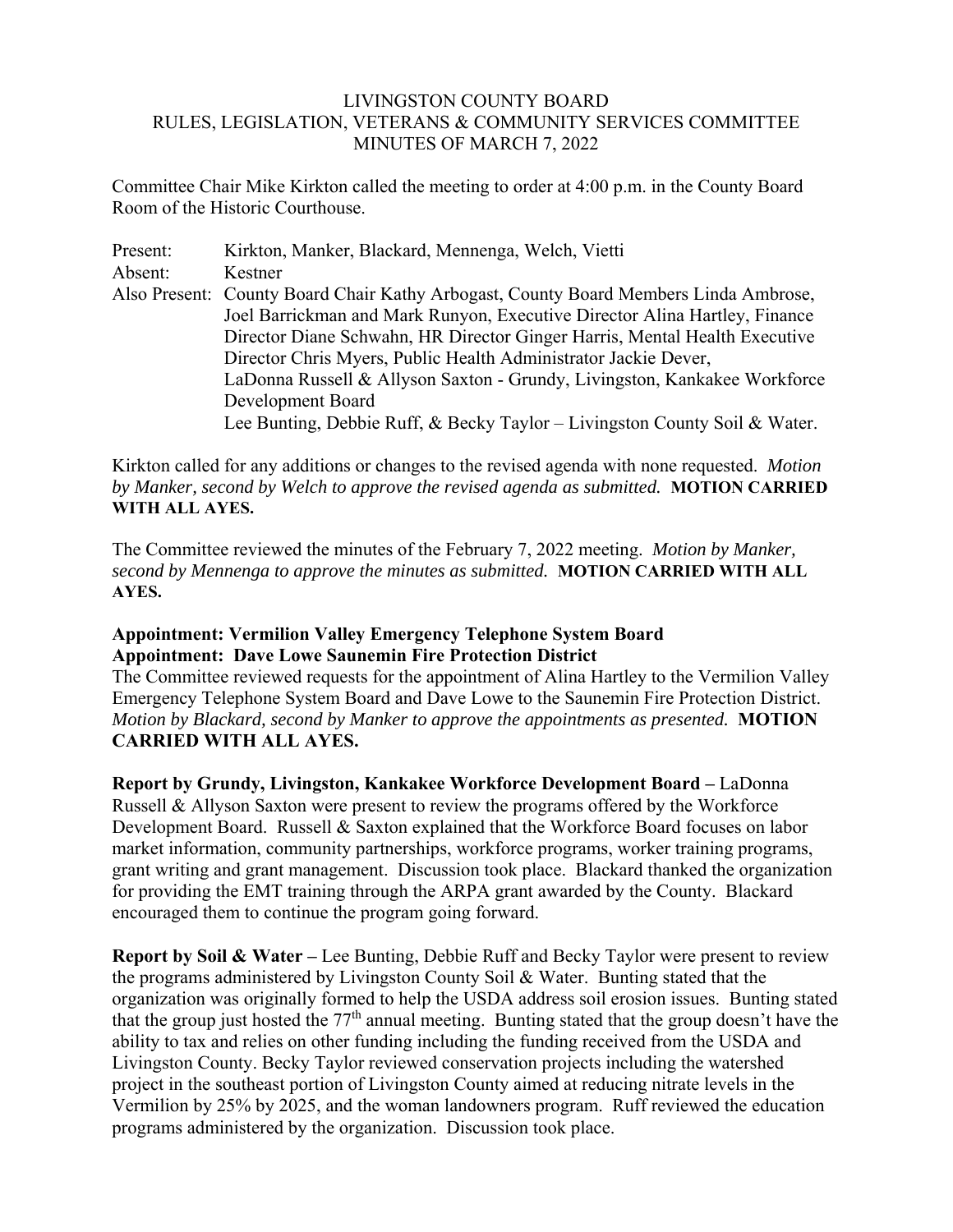# LIVINGSTON COUNTY BOARD
## RULES, LEGISLATION, VETERANS & COMMUNITY SERVICES COMMITTEE
## MINUTES OF MARCH 7, 2022

Committee Chair Mike Kirkton called the meeting to order at 4:00 p.m. in the County Board Room of the Historic Courthouse.

Present: Kirkton, Manker, Blackard, Mennenga, Welch, Vietti
Absent: Kestner
Also Present: County Board Chair Kathy Arbogast, County Board Members Linda Ambrose, Joel Barrickman and Mark Runyon, Executive Director Alina Hartley, Finance Director Diane Schwahn, HR Director Ginger Harris, Mental Health Executive Director Chris Myers, Public Health Administrator Jackie Dever, LaDonna Russell & Allyson Saxton - Grundy, Livingston, Kankakee Workforce Development Board
Lee Bunting, Debbie Ruff, & Becky Taylor – Livingston County Soil & Water.

Kirkton called for any additions or changes to the revised agenda with none requested. *Motion by Manker, second by Welch to approve the revised agenda as submitted.* **MOTION CARRIED WITH ALL AYES.**

The Committee reviewed the minutes of the February 7, 2022 meeting. *Motion by Manker, second by Mennenga to approve the minutes as submitted.* **MOTION CARRIED WITH ALL AYES.**

**Appointment: Vermilion Valley Emergency Telephone System Board**
**Appointment: Dave Lowe Saunemin Fire Protection District**
The Committee reviewed requests for the appointment of Alina Hartley to the Vermilion Valley Emergency Telephone System Board and Dave Lowe to the Saunemin Fire Protection District. *Motion by Blackard, second by Manker to approve the appointments as presented.* **MOTION CARRIED WITH ALL AYES.**

**Report by Grundy, Livingston, Kankakee Workforce Development Board –** LaDonna Russell & Allyson Saxton were present to review the programs offered by the Workforce Development Board. Russell & Saxton explained that the Workforce Board focuses on labor market information, community partnerships, workforce programs, worker training programs, grant writing and grant management. Discussion took place. Blackard thanked the organization for providing the EMT training through the ARPA grant awarded by the County. Blackard encouraged them to continue the program going forward.

**Report by Soil & Water –** Lee Bunting, Debbie Ruff and Becky Taylor were present to review the programs administered by Livingston County Soil & Water. Bunting stated that the organization was originally formed to help the USDA address soil erosion issues. Bunting stated that the group just hosted the 77th annual meeting. Bunting stated that the group doesn't have the ability to tax and relies on other funding including the funding received from the USDA and Livingston County. Becky Taylor reviewed conservation projects including the watershed project in the southeast portion of Livingston County aimed at reducing nitrate levels in the Vermilion by 25% by 2025, and the woman landowners program. Ruff reviewed the education programs administered by the organization. Discussion took place.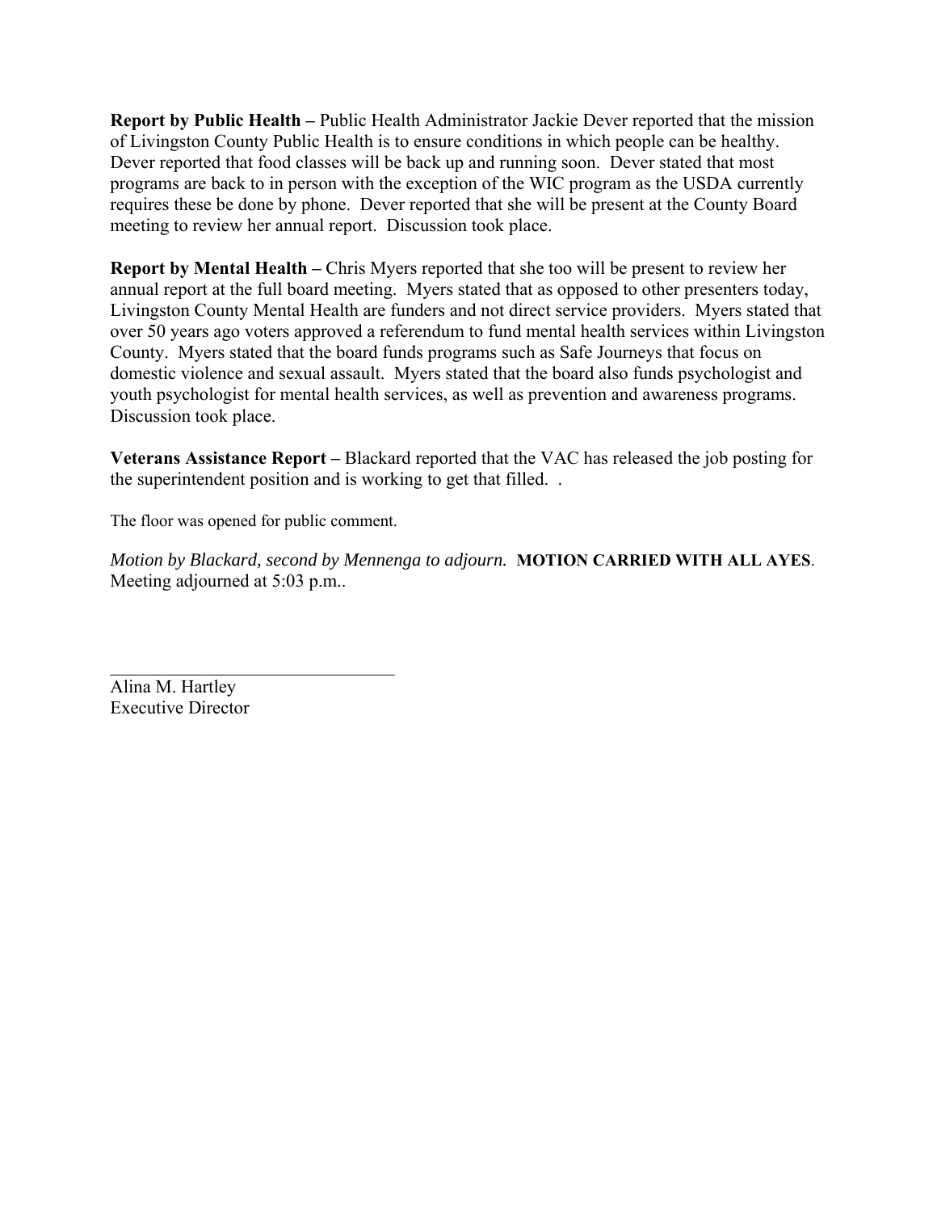**Report by Public Health –** Public Health Administrator Jackie Dever reported that the mission of Livingston County Public Health is to ensure conditions in which people can be healthy. Dever reported that food classes will be back up and running soon. Dever stated that most programs are back to in person with the exception of the WIC program as the USDA currently requires these be done by phone. Dever reported that she will be present at the County Board meeting to review her annual report. Discussion took place.

**Report by Mental Health –** Chris Myers reported that she too will be present to review her annual report at the full board meeting. Myers stated that as opposed to other presenters today, Livingston County Mental Health are funders and not direct service providers. Myers stated that over 50 years ago voters approved a referendum to fund mental health services within Livingston County. Myers stated that the board funds programs such as Safe Journeys that focus on domestic violence and sexual assault. Myers stated that the board also funds psychologist and youth psychologist for mental health services, as well as prevention and awareness programs. Discussion took place.

**Veterans Assistance Report –** Blackard reported that the VAC has released the job posting for the superintendent position and is working to get that filled. .

The floor was opened for public comment.

*Motion by Blackard, second by Mennenga to adjourn.* **MOTION CARRIED WITH ALL AYES**. Meeting adjourned at 5:03 p.m..

\_\_\_\_\_\_\_\_\_\_\_\_\_\_\_\_\_\_\_\_\_\_\_\_\_\_\_\_\_\_\_\_

Alina M. Hartley
Executive Director